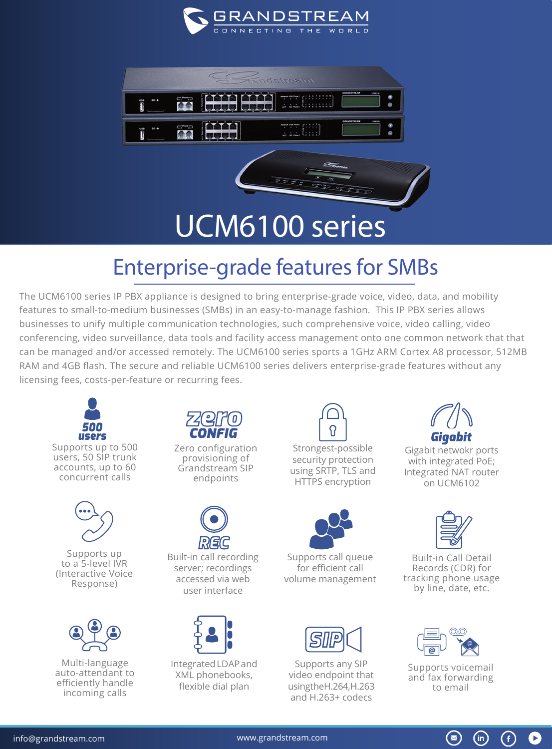GRANDSTREAM

CONNECTING THE WORLD

# UCM6100 series

## Enterprise-grade features for SMBs

The UCM6100 series IP PBX appliance is designed to bring enterprise-grade voice, video, data, and mobility features to small-to-medium businesses (SMBs) in an easy-to-manage fashion. This IP PBX series allows businesses to unify multiple communication technologies, such comprehensive voice, video calling, video conferencing, video surveillance, data tools and facility access management onto one common network that that can be managed and/or accessed remotely. The UCM6100 series sports a 1GHz ARM Cortex A8 processor, 512MB RAM and 4GB flash. The secure and reliable UCM6100 series delivers enterprise-grade features without any licensing fees, costs-per-feature or recurring fees.

**500 users**
Supports up to 500 users, 50 SIP trunk accounts, up to 60 concurrent calls

**zero CONFIG**
Zero configuration provisioning of Grandstream SIP endpoints

Strongest-possible security protection using SRTP, TLS and HTTPS encryption

**Gigabit**
Gigabit netwokr ports with integrated PoE; Integrated NAT router on UCM6102

Supports up to a 5-level IVR (Interactive Voice Response)

**REC**
Built-in call recording server; recordings accessed via web user interface

Supports call queue for efficient call volume management

Built-in Call Detail Records (CDR) for tracking phone usage by line, date, etc.

Multi-language auto-attendant to efficiently handle incoming calls

Integrated LDAP and XML phonebooks, flexible dial plan

**SIP**
Supports any SIP video endpoint that usingtheH.264,H.263 and H.263+ codecs

Supports voicemail and fax forwarding to email

info@grandstream.com www.grandstream.com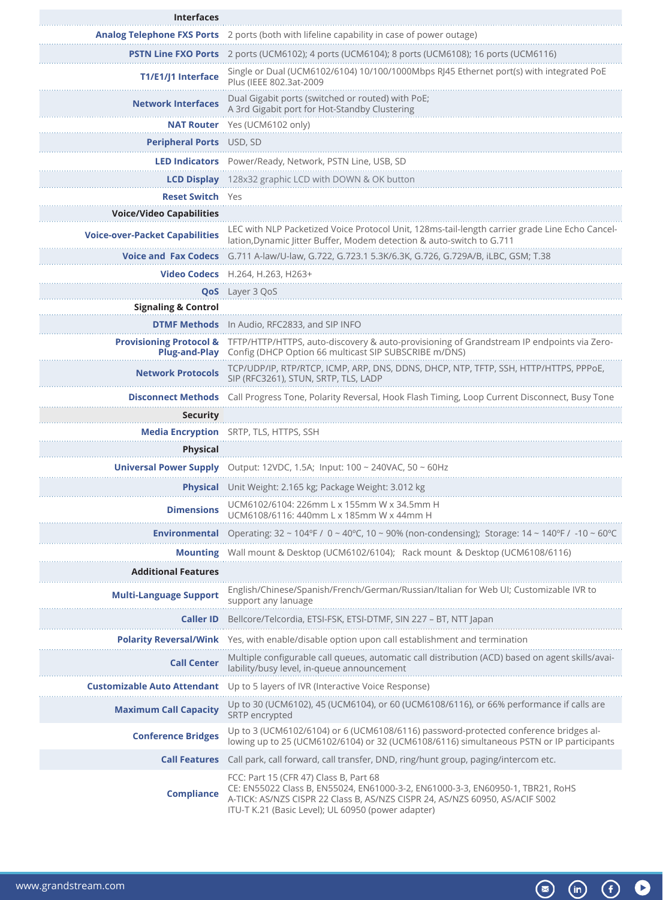| | |
|---|---|
| **Interfaces** | |
| **Analog Telephone FXS Ports** | 2 ports (both with lifeline capability in case of power outage) |
| **PSTN Line FXO Ports** | 2 ports (UCM6102); 4 ports (UCM6104); 8 ports (UCM6108); 16 ports (UCM6116) |
| **T1/E1/J1 Interface** | Single or Dual (UCM6102/6104) 10/100/1000Mbps RJ45 Ethernet port(s) with integrated PoE Plus (IEEE 802.3at-2009 |
| **Network Interfaces** | Dual Gigabit ports (switched or routed) with PoE;<br>A 3rd Gigabit port for Hot-Standby Clustering |
| **NAT Router** | Yes (UCM6102 only) |
| **Peripheral Ports** | USD, SD |
| **LED Indicators** | Power/Ready, Network, PSTN Line, USB, SD |
| **LCD Display** | 128x32 graphic LCD with DOWN & OK button |
| **Reset Switch** | Yes |
| **Voice/Video Capabilities** | |
| **Voice-over-Packet Capabilities** | LEC with NLP Packetized Voice Protocol Unit, 128ms-tail-length carrier grade Line Echo Cancellation,Dynamic Jitter Buffer, Modem detection & auto-switch to G.711 |
| **Voice and Fax Codecs** | G.711 A-law/U-law, G.722, G.723.1 5.3K/6.3K, G.726, G.729A/B, iLBC, GSM; T.38 |
| **Video Codecs** | H.264, H.263, H263+ |
| **QoS** | Layer 3 QoS |
| **Signaling & Control** | |
| **DTMF Methods** | In Audio, RFC2833, and SIP INFO |
| **Provisioning Protocol & Plug-and-Play** | TFTP/HTTP/HTTPS, auto-discovery & auto-provisioning of Grandstream IP endpoints via Zero-Config (DHCP Option 66 multicast SIP SUBSCRIBE m/DNS) |
| **Network Protocols** | TCP/UDP/IP, RTP/RTCP, ICMP, ARP, DNS, DDNS, DHCP, NTP, TFTP, SSH, HTTP/HTTPS, PPPoE, SIP (RFC3261), STUN, SRTP, TLS, LADP |
| **Disconnect Methods** | Call Progress Tone, Polarity Reversal, Hook Flash Timing, Loop Current Disconnect, Busy Tone |
| **Security** | |
| **Media Encryption** | SRTP, TLS, HTTPS, SSH |
| **Physical** | |
| **Universal Power Supply** | Output: 12VDC, 1.5A; Input: 100 ~ 240VAC, 50 ~ 60Hz |
| **Physical** | Unit Weight: 2.165 kg; Package Weight: 3.012 kg |
| **Dimensions** | UCM6102/6104: 226mm L x 155mm W x 34.5mm H<br>UCM6108/6116: 440mm L x 185mm W x 44mm H |
| **Environmental** | Operating: 32 ~ 104ºF / 0 ~ 40ºC, 10 ~ 90% (non-condensing); Storage: 14 ~ 140ºF / -10 ~ 60ºC |
| **Mounting** | Wall mount & Desktop (UCM6102/6104); Rack mount & Desktop (UCM6108/6116) |
| **Additional Features** | |
| **Multi-Language Support** | English/Chinese/Spanish/French/German/Russian/Italian for Web UI; Customizable IVR to support any lanuage |
| **Caller ID** | Bellcore/Telcordia, ETSI-FSK, ETSI-DTMF, SIN 227 – BT, NTT Japan |
| **Polarity Reversal/Wink** | Yes, with enable/disable option upon call establishment and termination |
| **Call Center** | Multiple configurable call queues, automatic call distribution (ACD) based on agent skills/availability/busy level, in-queue announcement |
| **Customizable Auto Attendant** | Up to 5 layers of IVR (Interactive Voice Response) |
| **Maximum Call Capacity** | Up to 30 (UCM6102), 45 (UCM6104), or 60 (UCM6108/6116), or 66% performance if calls are SRTP encrypted |
| **Conference Bridges** | Up to 3 (UCM6102/6104) or 6 (UCM6108/6116) password-protected conference bridges allowing up to 25 (UCM6102/6104) or 32 (UCM6108/6116) simultaneous PSTN or IP participants |
| **Call Features** | Call park, call forward, call transfer, DND, ring/hunt group, paging/intercom etc. |
| **Compliance** | FCC: Part 15 (CFR 47) Class B, Part 68<br>CE: EN55022 Class B, EN55024, EN61000-3-2, EN61000-3-3, EN60950-1, TBR21, RoHS<br>A-TICK: AS/NZS CISPR 22 Class B, AS/NZS CISPR 24, AS/NZS 60950, AS/ACIF S002<br>ITU-T K.21 (Basic Level); UL 60950 (power adapter) |

www.grandstream.com